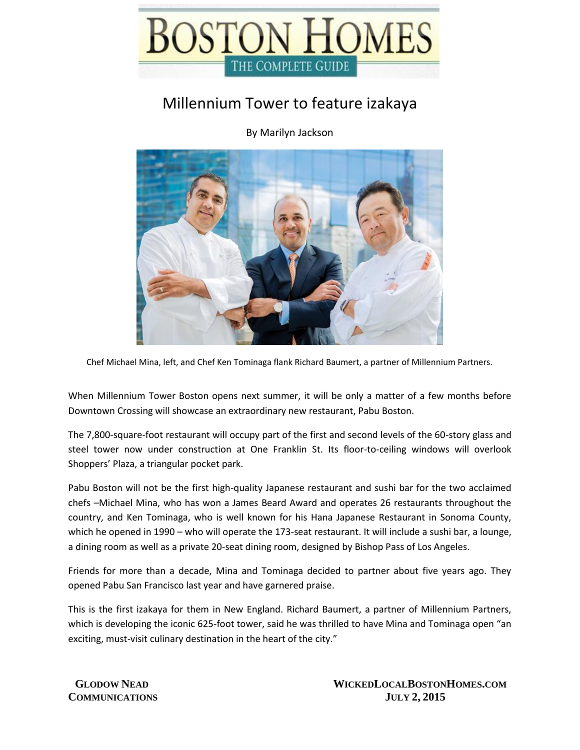# BOSTON HOMES

THE COMPLETE GUIDE

## Millennium Tower to feature izakaya

By Marilyn Jackson

Chef Michael Mina, left, and Chef Ken Tominaga flank Richard Baumert, a partner of Millennium Partners.

When Millennium Tower Boston opens next summer, it will be only a matter of a few months before Downtown Crossing will showcase an extraordinary new restaurant, Pabu Boston.

The 7,800-square-foot restaurant will occupy part of the first and second levels of the 60-story glass and steel tower now under construction at One Franklin St. Its floor-to-ceiling windows will overlook Shoppers' Plaza, a triangular pocket park.

Pabu Boston will not be the first high-quality Japanese restaurant and sushi bar for the two acclaimed chefs –Michael Mina, who has won a James Beard Award and operates 26 restaurants throughout the country, and Ken Tominaga, who is well known for his Hana Japanese Restaurant in Sonoma County, which he opened in 1990 – who will operate the 173-seat restaurant. It will include a sushi bar, a lounge, a dining room as well as a private 20-seat dining room, designed by Bishop Pass of Los Angeles.

Friends for more than a decade, Mina and Tominaga decided to partner about five years ago. They opened Pabu San Francisco last year and have garnered praise.

This is the first izakaya for them in New England. Richard Baumert, a partner of Millennium Partners, which is developing the iconic 625-foot tower, said he was thrilled to have Mina and Tominaga open "an exciting, must-visit culinary destination in the heart of the city."

**GLODOW NEAD COMMUNICATIONS**

**WICKEDLOCALBOSTONHOMES.COM JULY 2, 2015**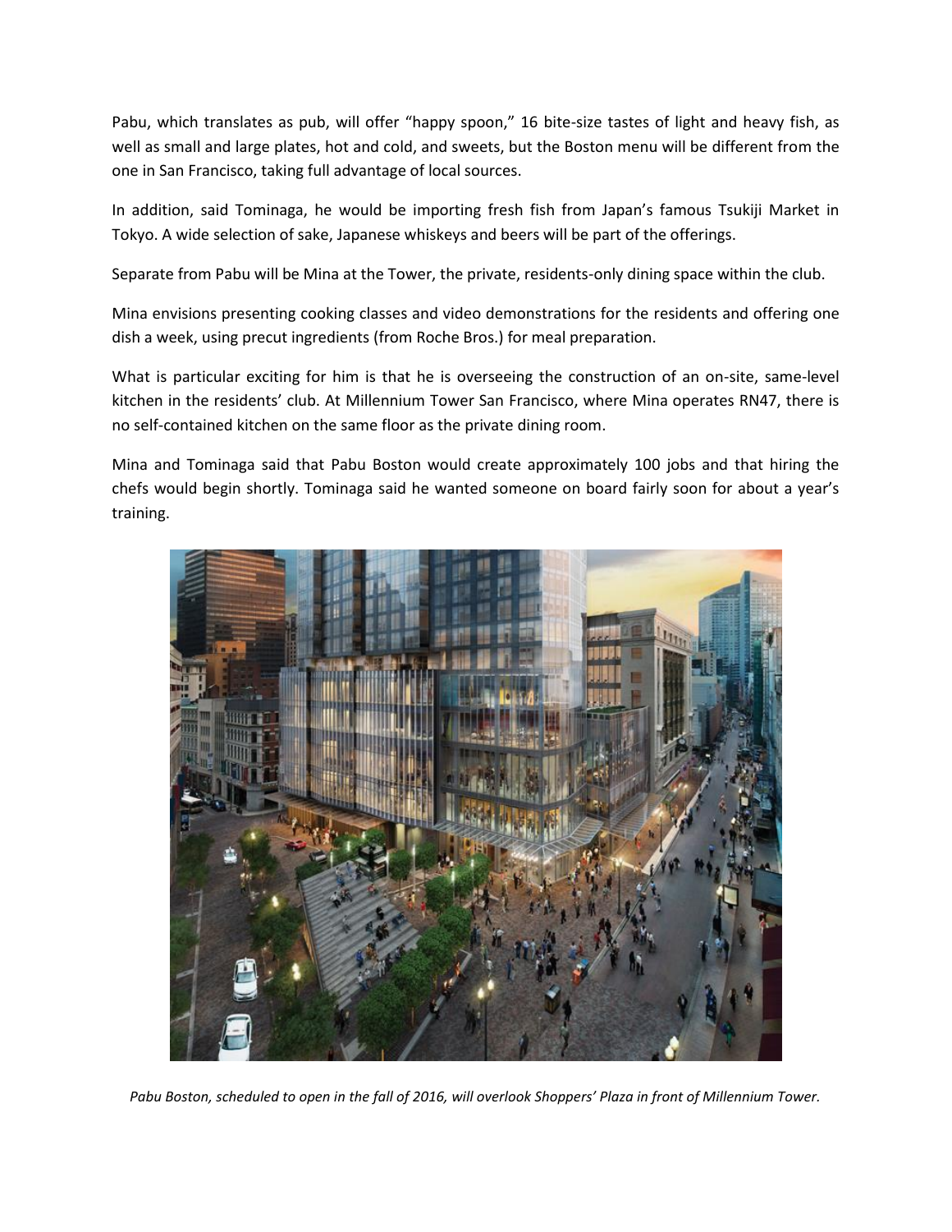Pabu, which translates as pub, will offer "happy spoon," 16 bite-size tastes of light and heavy fish, as well as small and large plates, hot and cold, and sweets, but the Boston menu will be different from the one in San Francisco, taking full advantage of local sources.

In addition, said Tominaga, he would be importing fresh fish from Japan's famous Tsukiji Market in Tokyo. A wide selection of sake, Japanese whiskeys and beers will be part of the offerings.

Separate from Pabu will be Mina at the Tower, the private, residents-only dining space within the club.

Mina envisions presenting cooking classes and video demonstrations for the residents and offering one dish a week, using precut ingredients (from Roche Bros.) for meal preparation.

What is particular exciting for him is that he is overseeing the construction of an on-site, same-level kitchen in the residents' club. At Millennium Tower San Francisco, where Mina operates RN47, there is no self-contained kitchen on the same floor as the private dining room.

Mina and Tominaga said that Pabu Boston would create approximately 100 jobs and that hiring the chefs would begin shortly. Tominaga said he wanted someone on board fairly soon for about a year's training.

*Pabu Boston, scheduled to open in the fall of 2016, will overlook Shoppers' Plaza in front of Millennium Tower.*